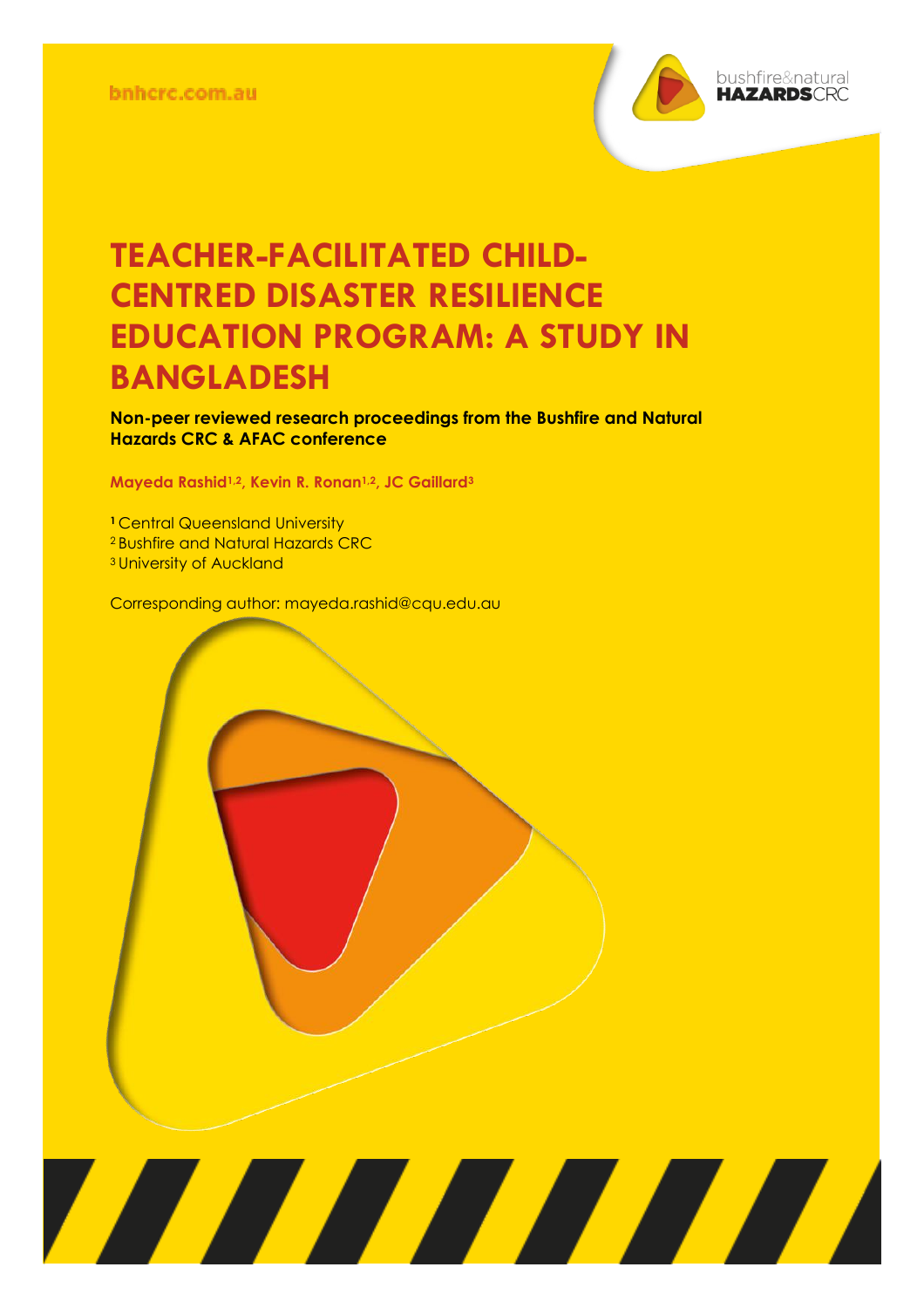bnhcrc.com.au

# TEACHER-FACILITATED CHILD-CENTRED DISASTER RESILIENCE EDUCATION PROGRAM: A STUDY IN BANGLADESH

**Non-peer reviewed research proceedings from the Bushfire and Natural Hazards CRC & AFAC conference**

**Mayeda Rashid[1,2], Kevin R. Ronan[1,2], JC Gaillard[3]**

[1] Central Queensland University
[2] Bushfire and Natural Hazards CRC
[3] University of Auckland

Corresponding author: mayeda.rashid@cqu.edu.au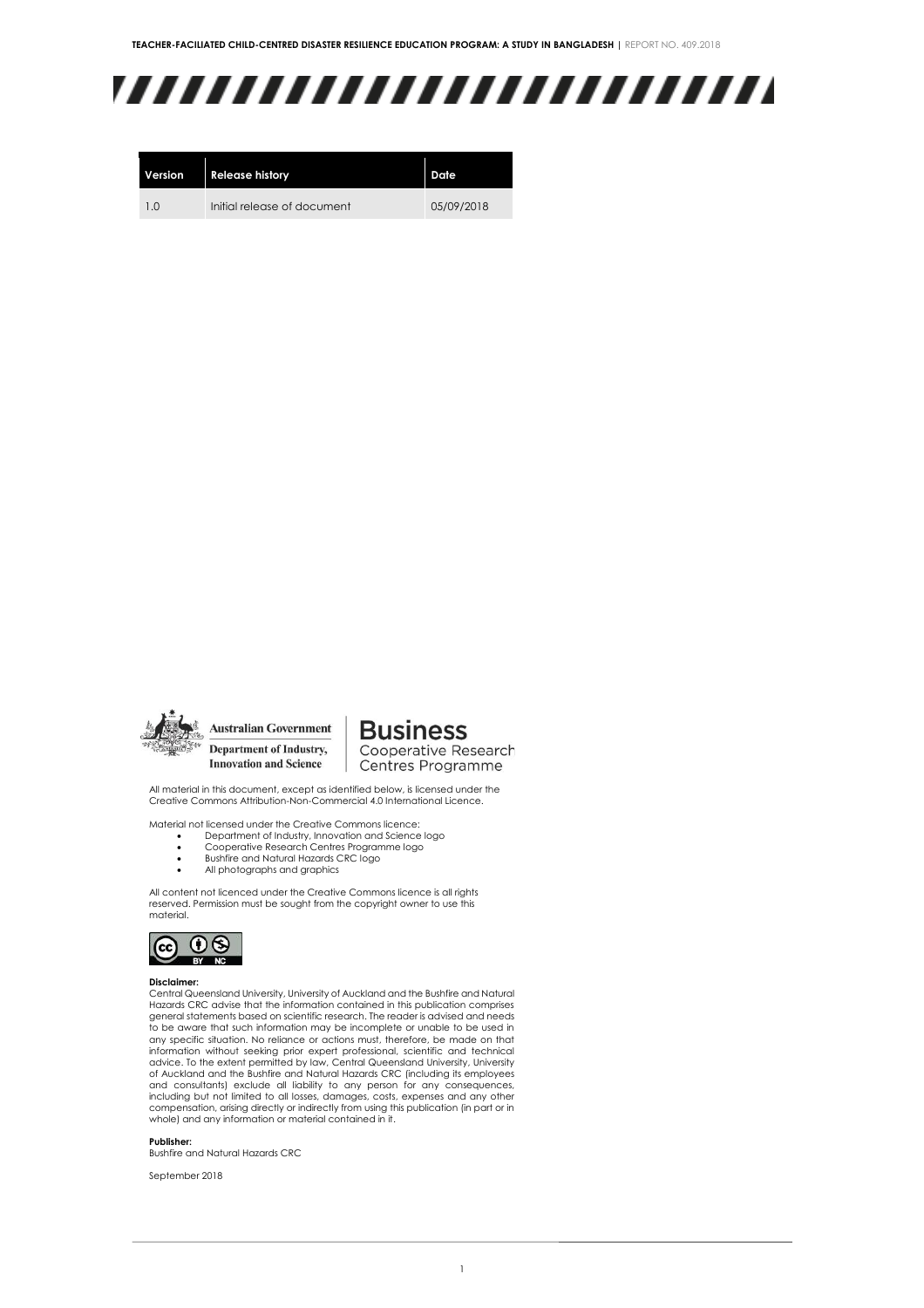| Version | Release history | Date |
| --- | --- | --- |
| 1.0 | Initial release of document | 05/09/2018 |

Australian Government
Department of Industry, Innovation and Science

Business Cooperative Research Centres Programme

All material in this document, except as identified below, is licensed under the Creative Commons Attribution-Non-Commercial 4.0 International Licence.

Material not licensed under the Creative Commons licence:

- Department of Industry, Innovation and Science logo
- Cooperative Research Centres Programme logo
- Bushfire and Natural Hazards CRC logo
- All photographs and graphics

All content not licenced under the Creative Commons licence is all rights reserved. Permission must be sought from the copyright owner to use this material.

**Disclaimer:**
Central Queensland University, University of Auckland and the Bushfire and Natural Hazards CRC advise that the information contained in this publication comprises general statements based on scientific research. The reader is advised and needs to be aware that such information may be incomplete or unable to be used in any specific situation. No reliance or actions must, therefore, be made on that information without seeking prior expert professional, scientific and technical advice. To the extent permitted by law, Central Queensland University, University of Auckland and the Bushfire and Natural Hazards CRC (including its employees and consultants) exclude all liability to any person for any consequences, including but not limited to all losses, damages, costs, expenses and any other compensation, arising directly or indirectly from using this publication (in part or in whole) and any information or material contained in it.

**Publisher:**
Bushfire and Natural Hazards CRC

September 2018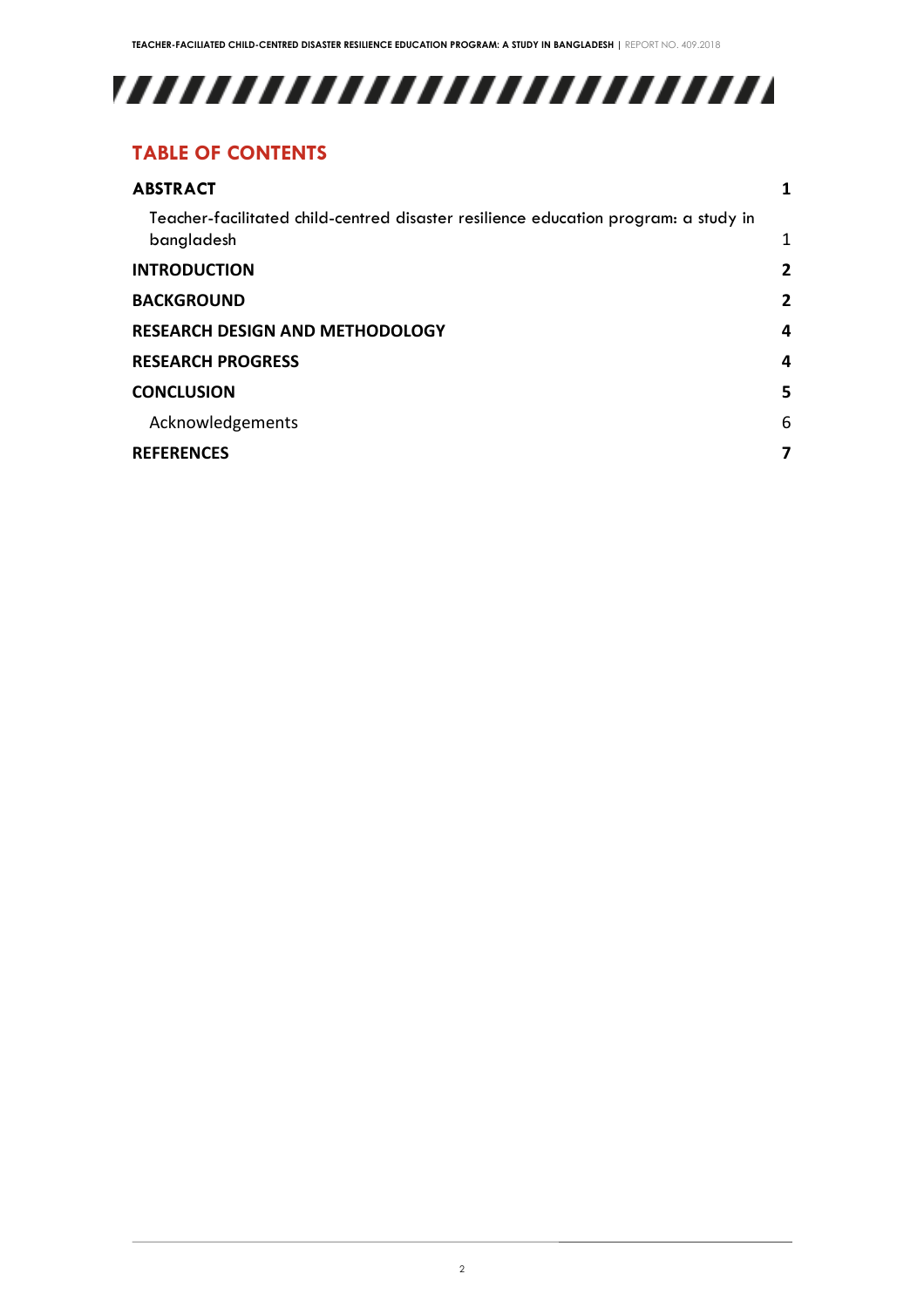## TABLE OF CONTENTS

| | |
|---|---|
| **ABSTRACT** | **1** |
| Teacher-facilitated child-centred disaster resilience education program: a study in bangladesh | 1 |
| **INTRODUCTION** | **2** |
| **BACKGROUND** | **2** |
| **RESEARCH DESIGN AND METHODOLOGY** | **4** |
| **RESEARCH PROGRESS** | **4** |
| **CONCLUSION** | **5** |
| Acknowledgements | 6 |
| **REFERENCES** | **7** |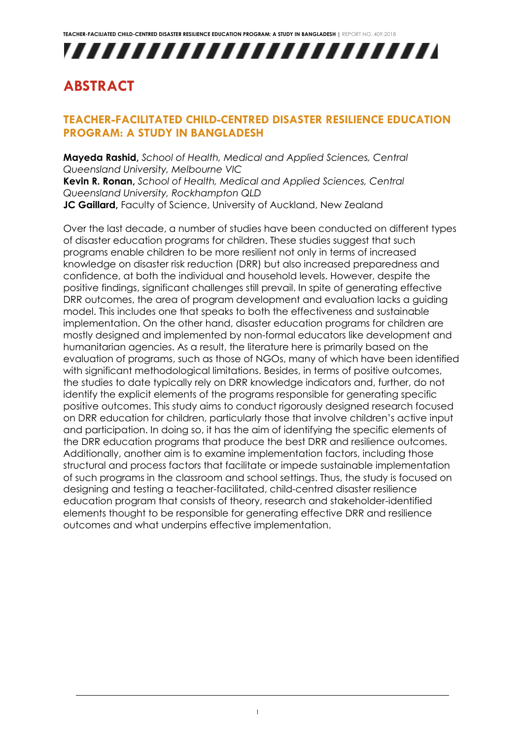# ABSTRACT

## TEACHER-FACILITATED CHILD-CENTRED DISASTER RESILIENCE EDUCATION PROGRAM: A STUDY IN BANGLADESH

**Mayeda Rashid,** *School of Health, Medical and Applied Sciences, Central Queensland University, Melbourne VIC*
**Kevin R. Ronan,** *School of Health, Medical and Applied Sciences, Central Queensland University, Rockhampton QLD*
**JC Gaillard,** Faculty of Science, University of Auckland, New Zealand

Over the last decade, a number of studies have been conducted on different types of disaster education programs for children. These studies suggest that such programs enable children to be more resilient not only in terms of increased knowledge on disaster risk reduction (DRR) but also increased preparedness and confidence, at both the individual and household levels. However, despite the positive findings, significant challenges still prevail. In spite of generating effective DRR outcomes, the area of program development and evaluation lacks a guiding model. This includes one that speaks to both the effectiveness and sustainable implementation. On the other hand, disaster education programs for children are mostly designed and implemented by non-formal educators like development and humanitarian agencies. As a result, the literature here is primarily based on the evaluation of programs, such as those of NGOs, many of which have been identified with significant methodological limitations. Besides, in terms of positive outcomes, the studies to date typically rely on DRR knowledge indicators and, further, do not identify the explicit elements of the programs responsible for generating specific positive outcomes. This study aims to conduct rigorously designed research focused on DRR education for children, particularly those that involve children's active input and participation. In doing so, it has the aim of identifying the specific elements of the DRR education programs that produce the best DRR and resilience outcomes. Additionally, another aim is to examine implementation factors, including those structural and process factors that facilitate or impede sustainable implementation of such programs in the classroom and school settings. Thus, the study is focused on designing and testing a teacher-facilitated, child-centred disaster resilience education program that consists of theory, research and stakeholder-identified elements thought to be responsible for generating effective DRR and resilience outcomes and what underpins effective implementation.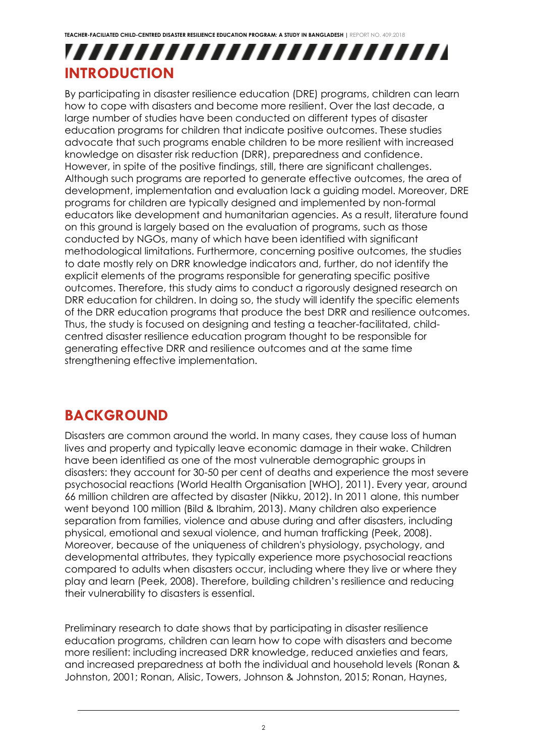# INTRODUCTION

By participating in disaster resilience education (DRE) programs, children can learn how to cope with disasters and become more resilient. Over the last decade, a large number of studies have been conducted on different types of disaster education programs for children that indicate positive outcomes. These studies advocate that such programs enable children to be more resilient with increased knowledge on disaster risk reduction (DRR), preparedness and confidence. However, in spite of the positive findings, still, there are significant challenges. Although such programs are reported to generate effective outcomes, the area of development, implementation and evaluation lack a guiding model. Moreover, DRE programs for children are typically designed and implemented by non-formal educators like development and humanitarian agencies. As a result, literature found on this ground is largely based on the evaluation of programs, such as those conducted by NGOs, many of which have been identified with significant methodological limitations. Furthermore, concerning positive outcomes, the studies to date mostly rely on DRR knowledge indicators and, further, do not identify the explicit elements of the programs responsible for generating specific positive outcomes. Therefore, this study aims to conduct a rigorously designed research on DRR education for children. In doing so, the study will identify the specific elements of the DRR education programs that produce the best DRR and resilience outcomes. Thus, the study is focused on designing and testing a teacher-facilitated, child-centred disaster resilience education program thought to be responsible for generating effective DRR and resilience outcomes and at the same time strengthening effective implementation.

# BACKGROUND

Disasters are common around the world. In many cases, they cause loss of human lives and property and typically leave economic damage in their wake. Children have been identified as one of the most vulnerable demographic groups in disasters: they account for 30-50 per cent of deaths and experience the most severe psychosocial reactions (World Health Organisation [WHO], 2011). Every year, around 66 million children are affected by disaster (Nikku, 2012). In 2011 alone, this number went beyond 100 million (Bild & Ibrahim, 2013). Many children also experience separation from families, violence and abuse during and after disasters, including physical, emotional and sexual violence, and human trafficking (Peek, 2008). Moreover, because of the uniqueness of children's physiology, psychology, and developmental attributes, they typically experience more psychosocial reactions compared to adults when disasters occur, including where they live or where they play and learn (Peek, 2008). Therefore, building children's resilience and reducing their vulnerability to disasters is essential.

Preliminary research to date shows that by participating in disaster resilience education programs, children can learn how to cope with disasters and become more resilient: including increased DRR knowledge, reduced anxieties and fears, and increased preparedness at both the individual and household levels (Ronan & Johnston, 2001; Ronan, Alisic, Towers, Johnson & Johnston, 2015; Ronan, Haynes,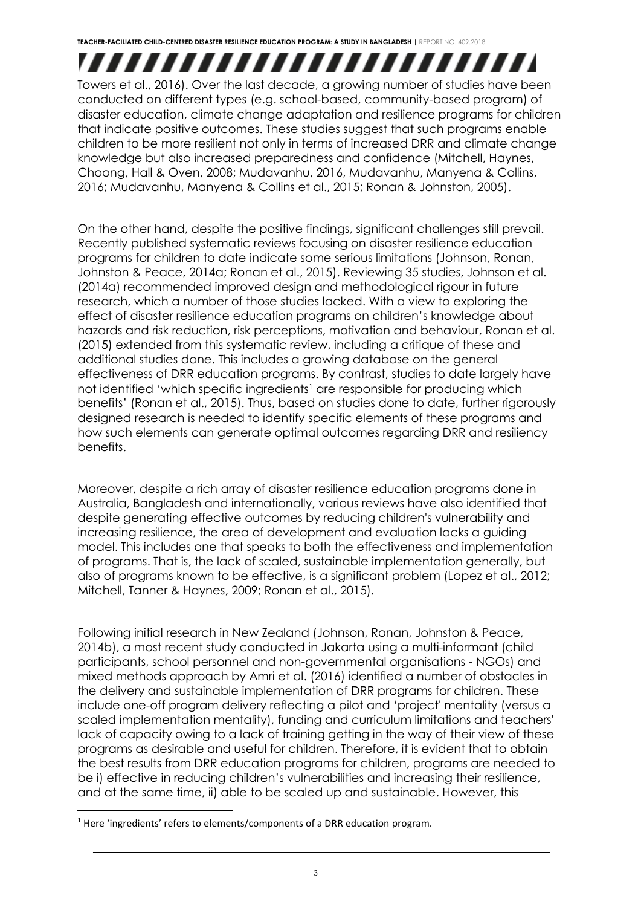Towers et al., 2016). Over the last decade, a growing number of studies have been conducted on different types (e.g. school-based, community-based program) of disaster education, climate change adaptation and resilience programs for children that indicate positive outcomes. These studies suggest that such programs enable children to be more resilient not only in terms of increased DRR and climate change knowledge but also increased preparedness and confidence (Mitchell, Haynes, Choong, Hall & Oven, 2008; Mudavanhu, 2016, Mudavanhu, Manyena & Collins, 2016; Mudavanhu, Manyena & Collins et al., 2015; Ronan & Johnston, 2005).

On the other hand, despite the positive findings, significant challenges still prevail. Recently published systematic reviews focusing on disaster resilience education programs for children to date indicate some serious limitations (Johnson, Ronan, Johnston & Peace, 2014a; Ronan et al., 2015). Reviewing 35 studies, Johnson et al. (2014a) recommended improved design and methodological rigour in future research, which a number of those studies lacked. With a view to exploring the effect of disaster resilience education programs on children's knowledge about hazards and risk reduction, risk perceptions, motivation and behaviour, Ronan et al. (2015) extended from this systematic review, including a critique of these and additional studies done. This includes a growing database on the general effectiveness of DRR education programs. By contrast, studies to date largely have not identified 'which specific ingredients[1] are responsible for producing which benefits' (Ronan et al., 2015). Thus, based on studies done to date, further rigorously designed research is needed to identify specific elements of these programs and how such elements can generate optimal outcomes regarding DRR and resiliency benefits.

Moreover, despite a rich array of disaster resilience education programs done in Australia, Bangladesh and internationally, various reviews have also identified that despite generating effective outcomes by reducing children's vulnerability and increasing resilience, the area of development and evaluation lacks a guiding model. This includes one that speaks to both the effectiveness and implementation of programs. That is, the lack of scaled, sustainable implementation generally, but also of programs known to be effective, is a significant problem (Lopez et al., 2012; Mitchell, Tanner & Haynes, 2009; Ronan et al., 2015).

Following initial research in New Zealand (Johnson, Ronan, Johnston & Peace, 2014b), a most recent study conducted in Jakarta using a multi-informant (child participants, school personnel and non-governmental organisations - NGOs) and mixed methods approach by Amri et al. (2016) identified a number of obstacles in the delivery and sustainable implementation of DRR programs for children. These include one-off program delivery reflecting a pilot and 'project' mentality (versus a scaled implementation mentality), funding and curriculum limitations and teachers' lack of capacity owing to a lack of training getting in the way of their view of these programs as desirable and useful for children. Therefore, it is evident that to obtain the best results from DRR education programs for children, programs are needed to be i) effective in reducing children's vulnerabilities and increasing their resilience, and at the same time, ii) able to be scaled up and sustainable. However, this

[1] Here 'ingredients' refers to elements/components of a DRR education program.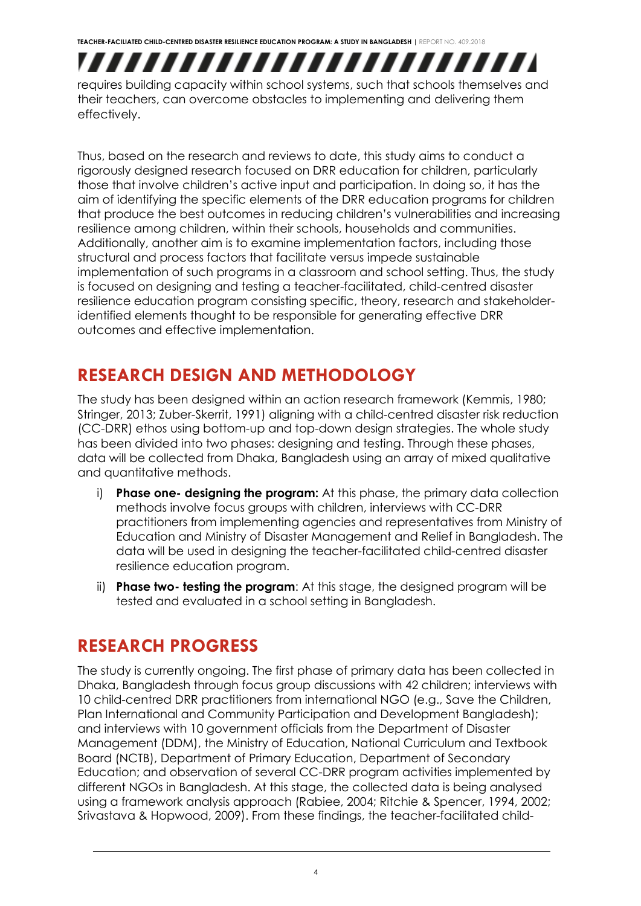requires building capacity within school systems, such that schools themselves and their teachers, can overcome obstacles to implementing and delivering them effectively.

Thus, based on the research and reviews to date, this study aims to conduct a rigorously designed research focused on DRR education for children, particularly those that involve children's active input and participation. In doing so, it has the aim of identifying the specific elements of the DRR education programs for children that produce the best outcomes in reducing children's vulnerabilities and increasing resilience among children, within their schools, households and communities. Additionally, another aim is to examine implementation factors, including those structural and process factors that facilitate versus impede sustainable implementation of such programs in a classroom and school setting. Thus, the study is focused on designing and testing a teacher-facilitated, child-centred disaster resilience education program consisting specific, theory, research and stakeholder-identified elements thought to be responsible for generating effective DRR outcomes and effective implementation.

## RESEARCH DESIGN AND METHODOLOGY

The study has been designed within an action research framework (Kemmis, 1980; Stringer, 2013; Zuber-Skerrit, 1991) aligning with a child-centred disaster risk reduction (CC-DRR) ethos using bottom-up and top-down design strategies. The whole study has been divided into two phases: designing and testing. Through these phases, data will be collected from Dhaka, Bangladesh using an array of mixed qualitative and quantitative methods.

i) **Phase one- designing the program:** At this phase, the primary data collection methods involve focus groups with children, interviews with CC-DRR practitioners from implementing agencies and representatives from Ministry of Education and Ministry of Disaster Management and Relief in Bangladesh. The data will be used in designing the teacher-facilitated child-centred disaster resilience education program.

ii) **Phase two- testing the program**: At this stage, the designed program will be tested and evaluated in a school setting in Bangladesh.

## RESEARCH PROGRESS

The study is currently ongoing. The first phase of primary data has been collected in Dhaka, Bangladesh through focus group discussions with 42 children; interviews with 10 child-centred DRR practitioners from international NGO (e.g., Save the Children, Plan International and Community Participation and Development Bangladesh); and interviews with 10 government officials from the Department of Disaster Management (DDM), the Ministry of Education, National Curriculum and Textbook Board (NCTB), Department of Primary Education, Department of Secondary Education; and observation of several CC-DRR program activities implemented by different NGOs in Bangladesh. At this stage, the collected data is being analysed using a framework analysis approach (Rabiee, 2004; Ritchie & Spencer, 1994, 2002; Srivastava & Hopwood, 2009). From these findings, the teacher-facilitated child-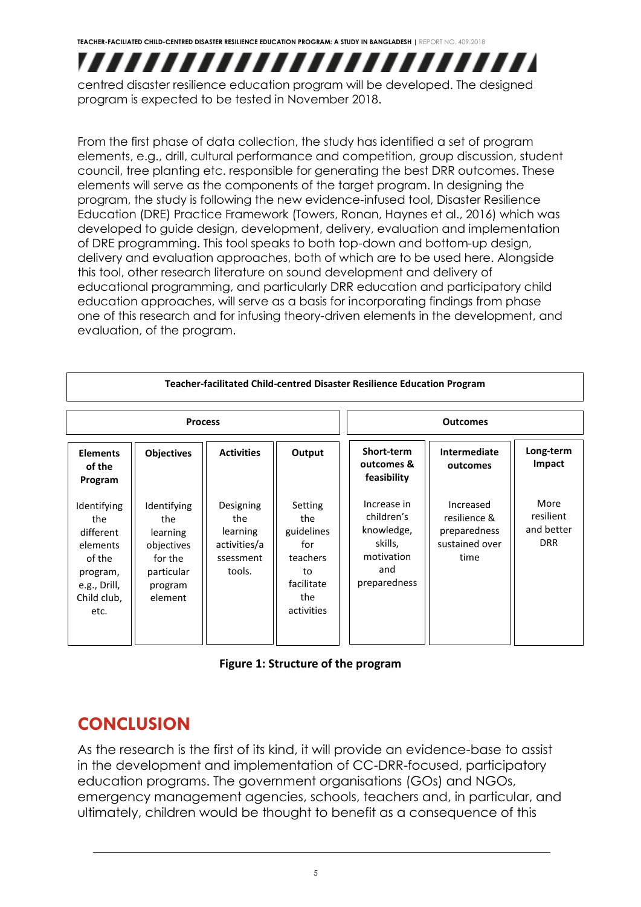centred disaster resilience education program will be developed. The designed program is expected to be tested in November 2018.

From the first phase of data collection, the study has identified a set of program elements, e.g., drill, cultural performance and competition, group discussion, student council, tree planting etc. responsible for generating the best DRR outcomes. These elements will serve as the components of the target program. In designing the program, the study is following the new evidence-infused tool, Disaster Resilience Education (DRE) Practice Framework (Towers, Ronan, Haynes et al., 2016) which was developed to guide design, development, delivery, evaluation and implementation of DRE programming. This tool speaks to both top-down and bottom-up design, delivery and evaluation approaches, both of which are to be used here. Alongside this tool, other research literature on sound development and delivery of educational programming, and particularly DRR education and participatory child education approaches, will serve as a basis for incorporating findings from phase one of this research and for infusing theory-driven elements in the development, and evaluation, of the program.

| Teacher-facilitated Child-centred Disaster Resilience Education Program | | | | | | |
|---|---|---|---|---|---|---|
| **Process** | | | | **Outcomes** | | |
| **Elements of the Program** | **Objectives** | **Activities** | **Output** | **Short-term outcomes & feasibility** | **Intermediate outcomes** | **Long-term Impact** |
| Identifying the different elements of the program, e.g., Drill, Child club, etc. | Identifying the learning objectives for the particular program element | Designing the learning activities/assessment tools. | Setting the guidelines for teachers to facilitate the activities | Increase in children's knowledge, skills, motivation and preparedness | Increased resilience & preparedness sustained over time | More resilient and better DRR |

**Figure 1: Structure of the program**

## CONCLUSION

As the research is the first of its kind, it will provide an evidence-base to assist in the development and implementation of CC-DRR-focused, participatory education programs. The government organisations (GOs) and NGOs, emergency management agencies, schools, teachers and, in particular, and ultimately, children would be thought to benefit as a consequence of this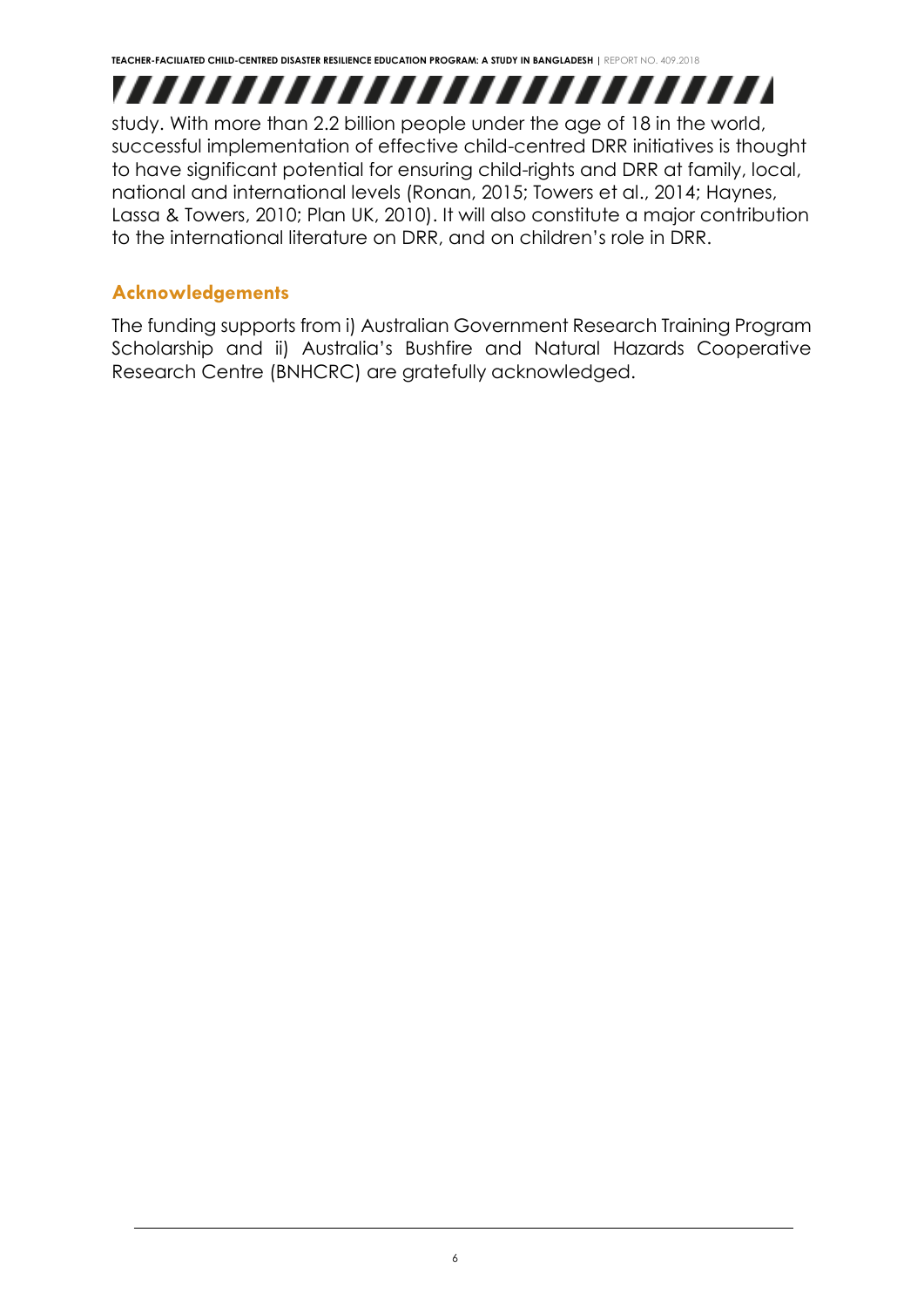study. With more than 2.2 billion people under the age of 18 in the world, successful implementation of effective child-centred DRR initiatives is thought to have significant potential for ensuring child-rights and DRR at family, local, national and international levels (Ronan, 2015; Towers et al., 2014; Haynes, Lassa & Towers, 2010; Plan UK, 2010). It will also constitute a major contribution to the international literature on DRR, and on children's role in DRR.

## Acknowledgements

The funding supports from i) Australian Government Research Training Program Scholarship and ii) Australia's Bushfire and Natural Hazards Cooperative Research Centre (BNHCRC) are gratefully acknowledged.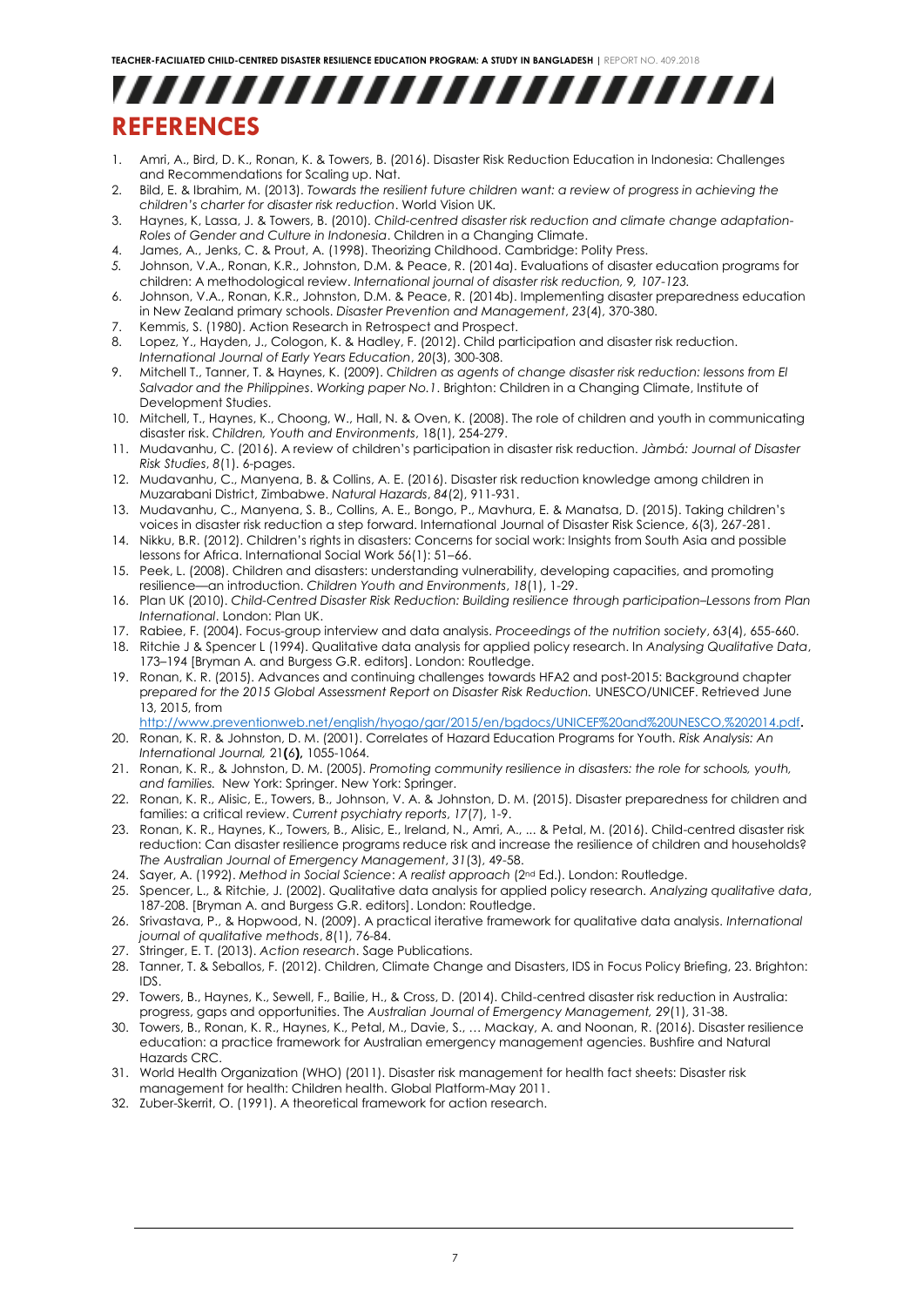# REFERENCES

1. Amri, A., Bird, D. K., Ronan, K. & Towers, B. (2016). Disaster Risk Reduction Education in Indonesia: Challenges and Recommendations for Scaling up. Nat.
2. Bild, E. & Ibrahim, M. (2013). *Towards the resilient future children want: a review of progress in achieving the children's charter for disaster risk reduction*. World Vision UK.
3. Haynes, K, Lassa, J. & Towers, B. (2010). *Child-centred disaster risk reduction and climate change adaptation-Roles of Gender and Culture in Indonesia*. Children in a Changing Climate.
4. James, A., Jenks, C. & Prout, A. (1998). Theorizing Childhood. Cambridge: Polity Press.
5. Johnson, V.A., Ronan, K.R., Johnston, D.M. & Peace, R. (2014a). Evaluations of disaster education programs for children: A methodological review. *International journal of disaster risk reduction, 9, 107-123.*
6. Johnson, V.A., Ronan, K.R., Johnston, D.M. & Peace, R. (2014b). Implementing disaster preparedness education in New Zealand primary schools. *Disaster Prevention and Management*, *23*(4), 370-380.
7. Kemmis, S. (1980). Action Research in Retrospect and Prospect.
8. Lopez, Y., Hayden, J., Cologon, K. & Hadley, F. (2012). Child participation and disaster risk reduction. *International Journal of Early Years Education*, *20*(3), 300-308.
9. Mitchell T., Tanner, T. & Haynes, K. (2009). *Children as agents of change disaster risk reduction: lessons from El Salvador and the Philippines*. *Working paper No.1*. Brighton: Children in a Changing Climate, Institute of Development Studies.
10. Mitchell, T., Haynes, K., Choong, W., Hall, N. & Oven, K. (2008). The role of children and youth in communicating disaster risk. *Children, Youth and Environments*, 18(1), 254-279.
11. Mudavanhu, C. (2016). A review of children's participation in disaster risk reduction. *Jàmbá: Journal of Disaster Risk Studies*, *8*(1). 6-pages.
12. Mudavanhu, C., Manyena, B. & Collins, A. E. (2016). Disaster risk reduction knowledge among children in Muzarabani District, Zimbabwe. *Natural Hazards*, *84*(2), 911-931.
13. Mudavanhu, C., Manyena, S. B., Collins, A. E., Bongo, P., Mavhura, E. & Manatsa, D. (2015). Taking children's voices in disaster risk reduction a step forward. International Journal of Disaster Risk Science, 6(3), 267-281.
14. Nikku, B.R. (2012). Children's rights in disasters: Concerns for social work: Insights from South Asia and possible lessons for Africa. International Social Work 56(1): 51–66.
15. Peek, L. (2008). Children and disasters: understanding vulnerability, developing capacities, and promoting resilience—an introduction. *Children Youth and Environments*, *18*(1), 1-29.
16. Plan UK (2010). *Child-Centred Disaster Risk Reduction: Building resilience through participation–Lessons from Plan International*. London: Plan UK.
17. Rabiee, F. (2004). Focus-group interview and data analysis. *Proceedings of the nutrition society*, *63*(4), 655-660.
18. Ritchie J & Spencer L (1994). Qualitative data analysis for applied policy research. In *Analysing Qualitative Data*, 173–194 [Bryman A. and Burgess G.R. editors]. London: Routledge.
19. Ronan, K. R. (2015). Advances and continuing challenges towards HFA2 and post-2015: Background chapter prepared for the 2015 Global Assessment Report on Disaster Risk Reduction. UNESCO/UNICEF. Retrieved June 13, 2015, from http://www.preventionweb.net/english/hyogo/gar/2015/en/bgdocs/UNICEF%20and%20UNESCO,%202014.pdf.
20. Ronan, K. R. & Johnston, D. M. (2001). Correlates of Hazard Education Programs for Youth. *Risk Analysis: An International Journal,* 21**(6),** 1055-1064.
21. Ronan, K. R., & Johnston, D. M. (2005). *Promoting community resilience in disasters: the role for schools, youth, and families.* New York: Springer. New York: Springer.
22. Ronan, K. R., Alisic, E., Towers, B., Johnson, V. A. & Johnston, D. M. (2015). Disaster preparedness for children and families: a critical review. *Current psychiatry reports*, *17*(7), 1-9.
23. Ronan, K. R., Haynes, K., Towers, B., Alisic, E., Ireland, N., Amri, A., ... & Petal, M. (2016). Child-centred disaster risk reduction: Can disaster resilience programs reduce risk and increase the resilience of children and households? *The Australian Journal of Emergency Management*, *31*(3), 49-58.
24. Sayer, A. (1992). *Method in Social Science*: *A realist approach* (2nd Ed.). London: Routledge.
25. Spencer, L., & Ritchie, J. (2002). Qualitative data analysis for applied policy research. *Analyzing qualitative data*, 187-208. [Bryman A. and Burgess G.R. editors]. London: Routledge.
26. Srivastava, P., & Hopwood, N. (2009). A practical iterative framework for qualitative data analysis. *International journal of qualitative methods*, *8*(1), 76-84.
27. Stringer, E. T. (2013). *Action research*. Sage Publications.
28. Tanner, T. & Seballos, F. (2012). Children, Climate Change and Disasters, IDS in Focus Policy Briefing, 23. Brighton: IDS.
29. Towers, B., Haynes, K., Sewell, F., Bailie, H., & Cross, D. (2014). Child-centred disaster risk reduction in Australia: progress, gaps and opportunities. The *Australian Journal of Emergency Management, 29*(1), 31-38.
30. Towers, B., Ronan, K. R., Haynes, K., Petal, M., Davie, S., … Mackay, A. and Noonan, R. (2016). Disaster resilience education: a practice framework for Australian emergency management agencies. Bushfire and Natural Hazards CRC.
31. World Health Organization (WHO) (2011). Disaster risk management for health fact sheets: Disaster risk management for health: Children health. Global Platform-May 2011.
32. Zuber-Skerrit, O. (1991). A theoretical framework for action research.